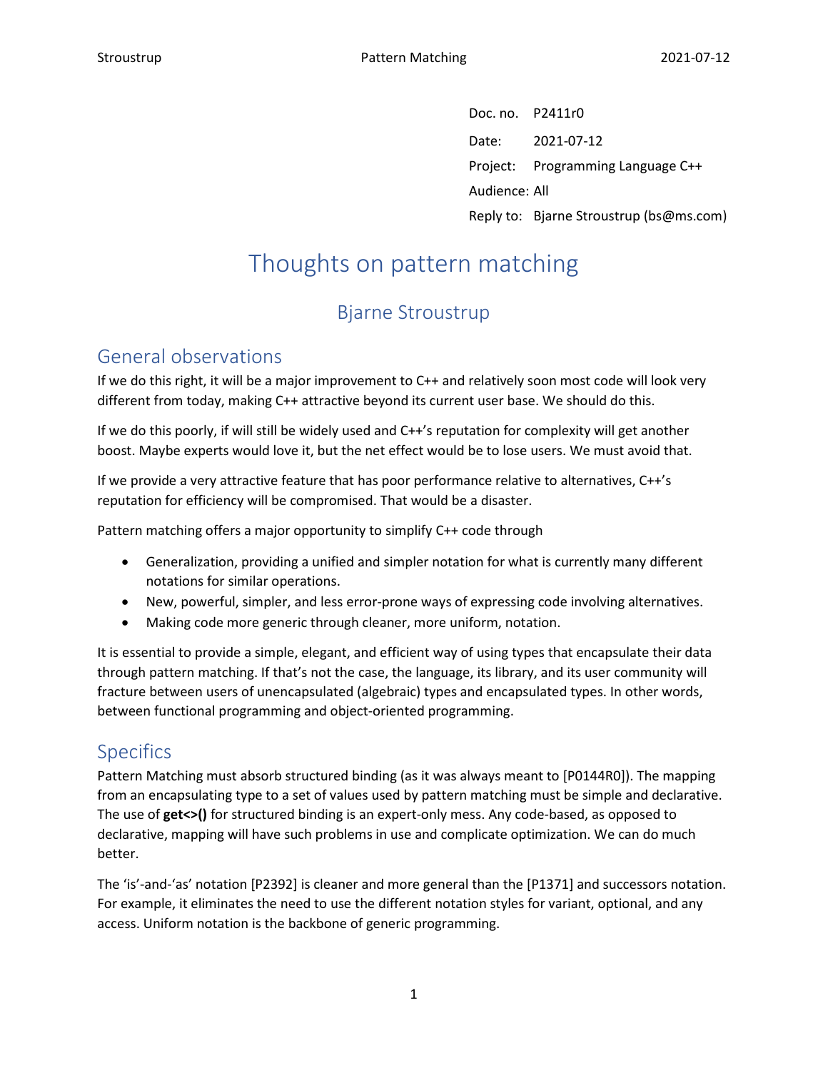| | |
|---|---|
| Doc. no. | P2411r0 |
| Date: | 2021-07-12 |
| Project: | Programming Language C++ |
| Audience: | All |
| Reply to: | Bjarne Stroustrup (bs@ms.com) |

# Thoughts on pattern matching

## Bjarne Stroustrup

## General observations

If we do this right, it will be a major improvement to C++ and relatively soon most code will look very different from today, making C++ attractive beyond its current user base. We should do this.

If we do this poorly, if will still be widely used and C++'s reputation for complexity will get another boost. Maybe experts would love it, but the net effect would be to lose users. We must avoid that.

If we provide a very attractive feature that has poor performance relative to alternatives, C++'s reputation for efficiency will be compromised. That would be a disaster.

Pattern matching offers a major opportunity to simplify C++ code through

- Generalization, providing a unified and simpler notation for what is currently many different notations for similar operations.
- New, powerful, simpler, and less error-prone ways of expressing code involving alternatives.
- Making code more generic through cleaner, more uniform, notation.

It is essential to provide a simple, elegant, and efficient way of using types that encapsulate their data through pattern matching. If that's not the case, the language, its library, and its user community will fracture between users of unencapsulated (algebraic) types and encapsulated types. In other words, between functional programming and object-oriented programming.

## Specifics

Pattern Matching must absorb structured binding (as it was always meant to [P0144R0]). The mapping from an encapsulating type to a set of values used by pattern matching must be simple and declarative. The use of **get<>()** for structured binding is an expert-only mess. Any code-based, as opposed to declarative, mapping will have such problems in use and complicate optimization. We can do much better.

The 'is'-and-'as' notation [P2392] is cleaner and more general than the [P1371] and successors notation. For example, it eliminates the need to use the different notation styles for variant, optional, and any access. Uniform notation is the backbone of generic programming.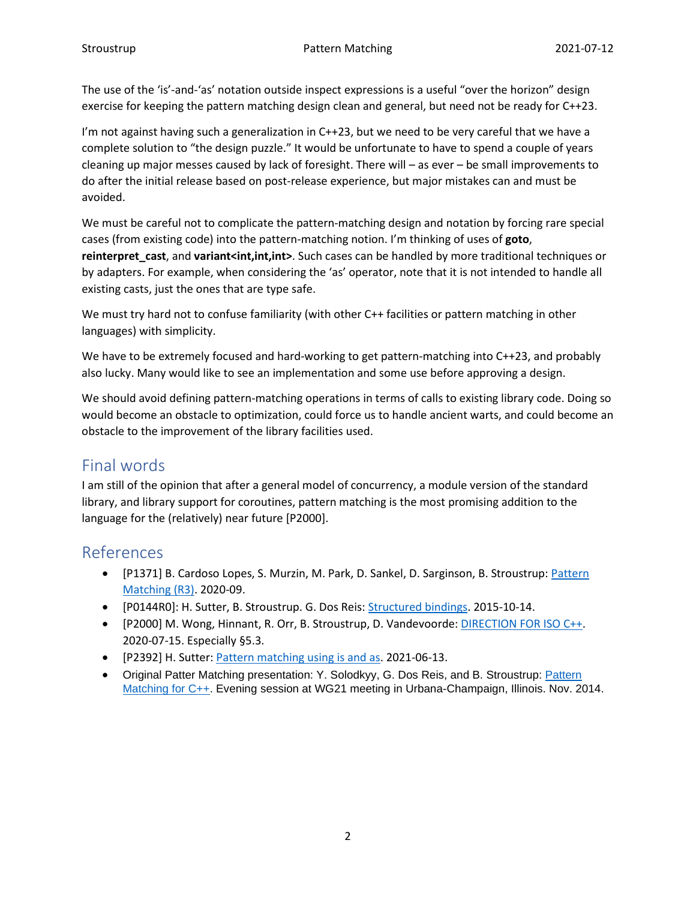The use of the 'is'-and-'as' notation outside inspect expressions is a useful "over the horizon" design exercise for keeping the pattern matching design clean and general, but need not be ready for C++23.

I'm not against having such a generalization in C++23, but we need to be very careful that we have a complete solution to "the design puzzle." It would be unfortunate to have to spend a couple of years cleaning up major messes caused by lack of foresight. There will – as ever – be small improvements to do after the initial release based on post-release experience, but major mistakes can and must be avoided.

We must be careful not to complicate the pattern-matching design and notation by forcing rare special cases (from existing code) into the pattern-matching notion. I'm thinking of uses of **goto**, **reinterpret_cast**, and **variant<int,int,int>**. Such cases can be handled by more traditional techniques or by adapters. For example, when considering the 'as' operator, note that it is not intended to handle all existing casts, just the ones that are type safe.

We must try hard not to confuse familiarity (with other C++ facilities or pattern matching in other languages) with simplicity.

We have to be extremely focused and hard-working to get pattern-matching into C++23, and probably also lucky. Many would like to see an implementation and some use before approving a design.

We should avoid defining pattern-matching operations in terms of calls to existing library code. Doing so would become an obstacle to optimization, could force us to handle ancient warts, and could become an obstacle to the improvement of the library facilities used.

## Final words

I am still of the opinion that after a general model of concurrency, a module version of the standard library, and library support for coroutines, pattern matching is the most promising addition to the language for the (relatively) near future [P2000].

## References

- [P1371] B. Cardoso Lopes, S. Murzin, M. Park, D. Sankel, D. Sarginson, B. Stroustrup: Pattern Matching (R3). 2020-09.
- [P0144R0]: H. Sutter, B. Stroustrup. G. Dos Reis: Structured bindings. 2015-10-14.
- [P2000] M. Wong, Hinnant, R. Orr, B. Stroustrup, D. Vandevoorde: DIRECTION FOR ISO C++. 2020-07-15. Especially §5.3.
- [P2392] H. Sutter: Pattern matching using is and as. 2021-06-13.
- Original Patter Matching presentation: Y. Solodkyy, G. Dos Reis, and B. Stroustrup: Pattern Matching for C++. Evening session at WG21 meeting in Urbana-Champaign, Illinois. Nov. 2014.